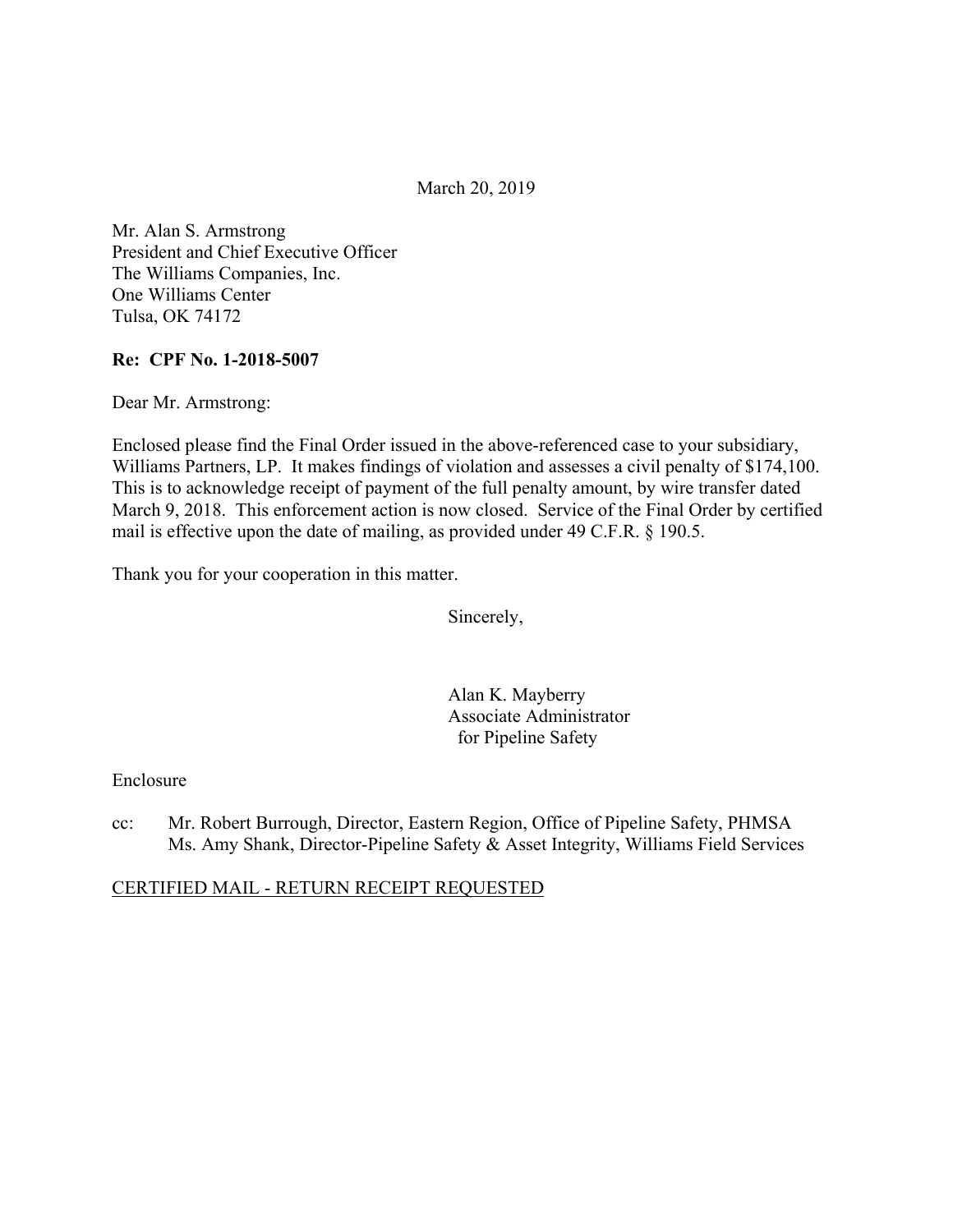March 20, 2019

Mr. Alan S. Armstrong
President and Chief Executive Officer
The Williams Companies, Inc.
One Williams Center
Tulsa, OK 74172

**Re: CPF No. 1-2018-5007**

Dear Mr. Armstrong:

Enclosed please find the Final Order issued in the above-referenced case to your subsidiary, Williams Partners, LP. It makes findings of violation and assesses a civil penalty of $174,100. This is to acknowledge receipt of payment of the full penalty amount, by wire transfer dated March 9, 2018. This enforcement action is now closed. Service of the Final Order by certified mail is effective upon the date of mailing, as provided under 49 C.F.R. § 190.5.

Thank you for your cooperation in this matter.

Sincerely,

Alan K. Mayberry
Associate Administrator
for Pipeline Safety

Enclosure

cc: Mr. Robert Burrough, Director, Eastern Region, Office of Pipeline Safety, PHMSA
Ms. Amy Shank, Director-Pipeline Safety & Asset Integrity, Williams Field Services

CERTIFIED MAIL - RETURN RECEIPT REQUESTED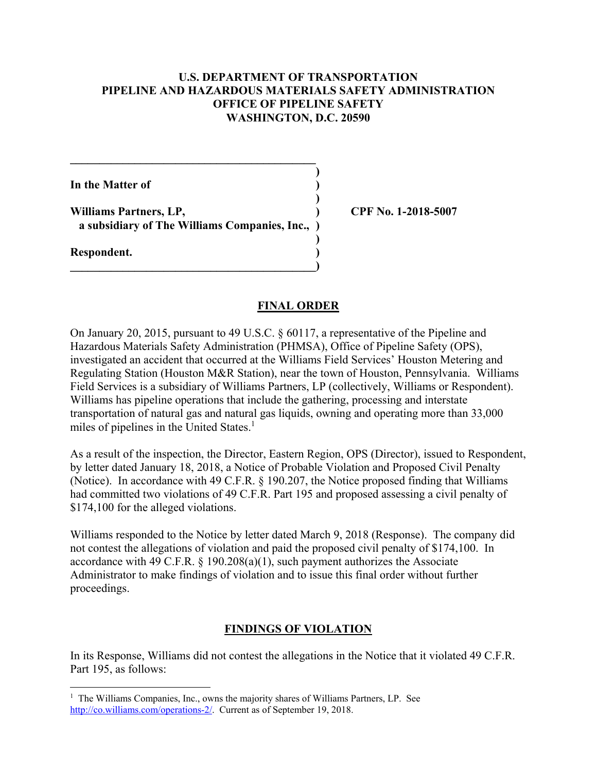**U.S. DEPARTMENT OF TRANSPORTATION**
**PIPELINE AND HAZARDOUS MATERIALS SAFETY ADMINISTRATION**
**OFFICE OF PIPELINE SAFETY**
**WASHINGTON, D.C. 20590**

| | | |
|---|---|---|
| **In the Matter of** | ) | |
| | ) | |
| **Williams Partners, LP,** | ) | **CPF No. 1-2018-5007** |
| **a subsidiary of The Williams Companies, Inc.,** | ) | |
| | ) | |
| **Respondent.** | ) | |

## FINAL ORDER

On January 20, 2015, pursuant to 49 U.S.C. § 60117, a representative of the Pipeline and Hazardous Materials Safety Administration (PHMSA), Office of Pipeline Safety (OPS), investigated an accident that occurred at the Williams Field Services' Houston Metering and Regulating Station (Houston M&R Station), near the town of Houston, Pennsylvania. Williams Field Services is a subsidiary of Williams Partners, LP (collectively, Williams or Respondent). Williams has pipeline operations that include the gathering, processing and interstate transportation of natural gas and natural gas liquids, owning and operating more than 33,000 miles of pipelines in the United States.[1]

As a result of the inspection, the Director, Eastern Region, OPS (Director), issued to Respondent, by letter dated January 18, 2018, a Notice of Probable Violation and Proposed Civil Penalty (Notice). In accordance with 49 C.F.R. § 190.207, the Notice proposed finding that Williams had committed two violations of 49 C.F.R. Part 195 and proposed assessing a civil penalty of $174,100 for the alleged violations.

Williams responded to the Notice by letter dated March 9, 2018 (Response). The company did not contest the allegations of violation and paid the proposed civil penalty of $174,100. In accordance with 49 C.F.R. § 190.208(a)(1), such payment authorizes the Associate Administrator to make findings of violation and to issue this final order without further proceedings.

## FINDINGS OF VIOLATION

In its Response, Williams did not contest the allegations in the Notice that it violated 49 C.F.R. Part 195, as follows:

---

[1] The Williams Companies, Inc., owns the majority shares of Williams Partners, LP. See http://co.williams.com/operations-2/. Current as of September 19, 2018.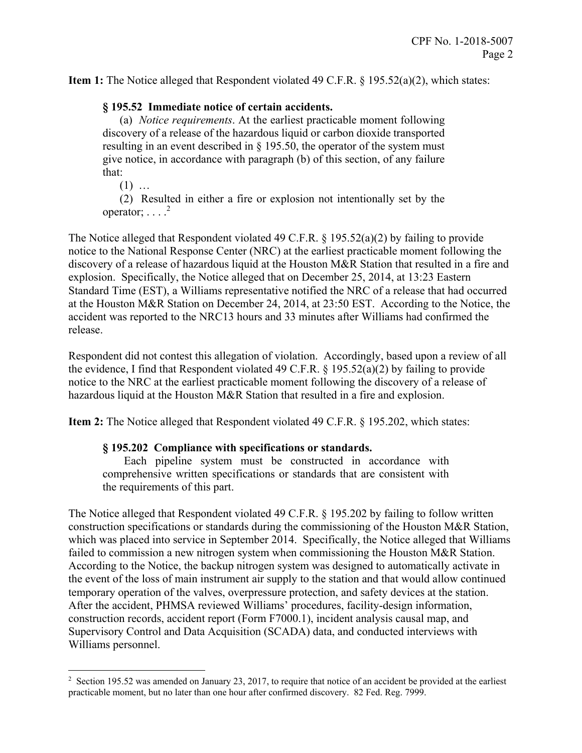**Item 1:** The Notice alleged that Respondent violated 49 C.F.R. § 195.52(a)(2), which states:

> **§ 195.52 Immediate notice of certain accidents.**
>
> (a) *Notice requirements*. At the earliest practicable moment following discovery of a release of the hazardous liquid or carbon dioxide transported resulting in an event described in § 195.50, the operator of the system must give notice, in accordance with paragraph (b) of this section, of any failure that:
>
> (1) …
>
> (2) Resulted in either a fire or explosion not intentionally set by the operator; . . . .[2]

The Notice alleged that Respondent violated 49 C.F.R. § 195.52(a)(2) by failing to provide notice to the National Response Center (NRC) at the earliest practicable moment following the discovery of a release of hazardous liquid at the Houston M&R Station that resulted in a fire and explosion. Specifically, the Notice alleged that on December 25, 2014, at 13:23 Eastern Standard Time (EST), a Williams representative notified the NRC of a release that had occurred at the Houston M&R Station on December 24, 2014, at 23:50 EST. According to the Notice, the accident was reported to the NRC13 hours and 33 minutes after Williams had confirmed the release.

Respondent did not contest this allegation of violation. Accordingly, based upon a review of all the evidence, I find that Respondent violated 49 C.F.R. § 195.52(a)(2) by failing to provide notice to the NRC at the earliest practicable moment following the discovery of a release of hazardous liquid at the Houston M&R Station that resulted in a fire and explosion.

**Item 2:** The Notice alleged that Respondent violated 49 C.F.R. § 195.202, which states:

> **§ 195.202 Compliance with specifications or standards.**
>
> Each pipeline system must be constructed in accordance with comprehensive written specifications or standards that are consistent with the requirements of this part.

The Notice alleged that Respondent violated 49 C.F.R. § 195.202 by failing to follow written construction specifications or standards during the commissioning of the Houston M&R Station, which was placed into service in September 2014. Specifically, the Notice alleged that Williams failed to commission a new nitrogen system when commissioning the Houston M&R Station. According to the Notice, the backup nitrogen system was designed to automatically activate in the event of the loss of main instrument air supply to the station and that would allow continued temporary operation of the valves, overpressure protection, and safety devices at the station. After the accident, PHMSA reviewed Williams' procedures, facility-design information, construction records, accident report (Form F7000.1), incident analysis causal map, and Supervisory Control and Data Acquisition (SCADA) data, and conducted interviews with Williams personnel.

---

[2] Section 195.52 was amended on January 23, 2017, to require that notice of an accident be provided at the earliest practicable moment, but no later than one hour after confirmed discovery. 82 Fed. Reg. 7999.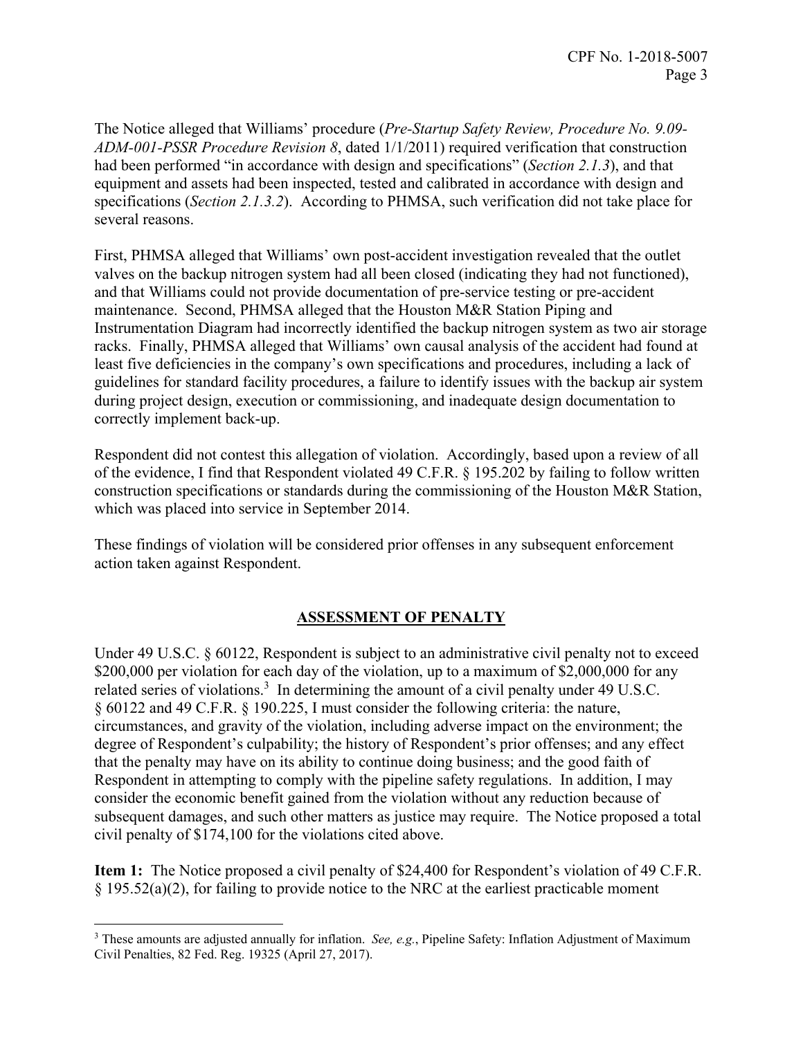The Notice alleged that Williams' procedure (*Pre-Startup Safety Review, Procedure No. 9.09-ADM-001-PSSR Procedure Revision 8*, dated 1/1/2011) required verification that construction had been performed "in accordance with design and specifications" (*Section 2.1.3*), and that equipment and assets had been inspected, tested and calibrated in accordance with design and specifications (*Section 2.1.3.2*). According to PHMSA, such verification did not take place for several reasons.

First, PHMSA alleged that Williams' own post-accident investigation revealed that the outlet valves on the backup nitrogen system had all been closed (indicating they had not functioned), and that Williams could not provide documentation of pre-service testing or pre-accident maintenance. Second, PHMSA alleged that the Houston M&R Station Piping and Instrumentation Diagram had incorrectly identified the backup nitrogen system as two air storage racks. Finally, PHMSA alleged that Williams' own causal analysis of the accident had found at least five deficiencies in the company's own specifications and procedures, including a lack of guidelines for standard facility procedures, a failure to identify issues with the backup air system during project design, execution or commissioning, and inadequate design documentation to correctly implement back-up.

Respondent did not contest this allegation of violation. Accordingly, based upon a review of all of the evidence, I find that Respondent violated 49 C.F.R. § 195.202 by failing to follow written construction specifications or standards during the commissioning of the Houston M&R Station, which was placed into service in September 2014.

These findings of violation will be considered prior offenses in any subsequent enforcement action taken against Respondent.

## ASSESSMENT OF PENALTY

Under 49 U.S.C. § 60122, Respondent is subject to an administrative civil penalty not to exceed $200,000 per violation for each day of the violation, up to a maximum of $2,000,000 for any related series of violations.[3] In determining the amount of a civil penalty under 49 U.S.C. § 60122 and 49 C.F.R. § 190.225, I must consider the following criteria: the nature, circumstances, and gravity of the violation, including adverse impact on the environment; the degree of Respondent's culpability; the history of Respondent's prior offenses; and any effect that the penalty may have on its ability to continue doing business; and the good faith of Respondent in attempting to comply with the pipeline safety regulations. In addition, I may consider the economic benefit gained from the violation without any reduction because of subsequent damages, and such other matters as justice may require. The Notice proposed a total civil penalty of $174,100 for the violations cited above.

**Item 1:** The Notice proposed a civil penalty of $24,400 for Respondent's violation of 49 C.F.R. § 195.52(a)(2), for failing to provide notice to the NRC at the earliest practicable moment

[3] These amounts are adjusted annually for inflation. *See, e.g.*, Pipeline Safety: Inflation Adjustment of Maximum Civil Penalties, 82 Fed. Reg. 19325 (April 27, 2017).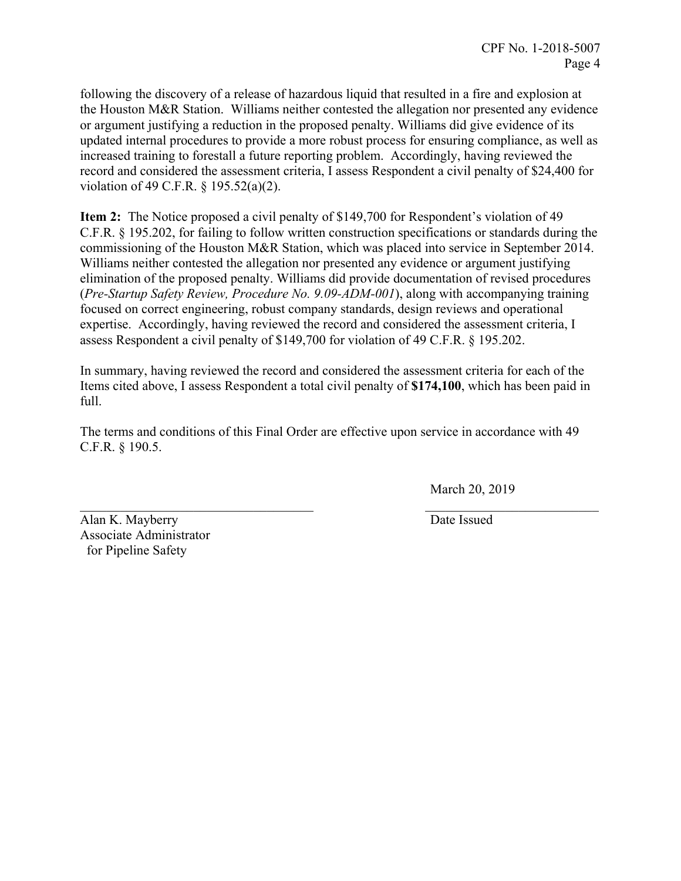following the discovery of a release of hazardous liquid that resulted in a fire and explosion at the Houston M&R Station. Williams neither contested the allegation nor presented any evidence or argument justifying a reduction in the proposed penalty. Williams did give evidence of its updated internal procedures to provide a more robust process for ensuring compliance, as well as increased training to forestall a future reporting problem. Accordingly, having reviewed the record and considered the assessment criteria, I assess Respondent a civil penalty of $24,400 for violation of 49 C.F.R. § 195.52(a)(2).

**Item 2:** The Notice proposed a civil penalty of $149,700 for Respondent's violation of 49 C.F.R. § 195.202, for failing to follow written construction specifications or standards during the commissioning of the Houston M&R Station, which was placed into service in September 2014. Williams neither contested the allegation nor presented any evidence or argument justifying elimination of the proposed penalty. Williams did provide documentation of revised procedures (*Pre-Startup Safety Review, Procedure No. 9.09-ADM-001*), along with accompanying training focused on correct engineering, robust company standards, design reviews and operational expertise. Accordingly, having reviewed the record and considered the assessment criteria, I assess Respondent a civil penalty of $149,700 for violation of 49 C.F.R. § 195.202.

In summary, having reviewed the record and considered the assessment criteria for each of the Items cited above, I assess Respondent a total civil penalty of **$174,100**, which has been paid in full.

The terms and conditions of this Final Order are effective upon service in accordance with 49 C.F.R. § 190.5.

March 20, 2019

\_\_\_\_\_\_\_\_\_\_\_\_\_\_\_\_\_\_\_\_\_\_\_\_\_\_\_\_\_\_\_\_\_\_ \_\_\_\_\_\_\_\_\_\_\_\_\_\_\_\_\_\_\_\_\_\_\_\_\_\_

Alan K. Mayberry
Associate Administrator
for Pipeline Safety

Date Issued